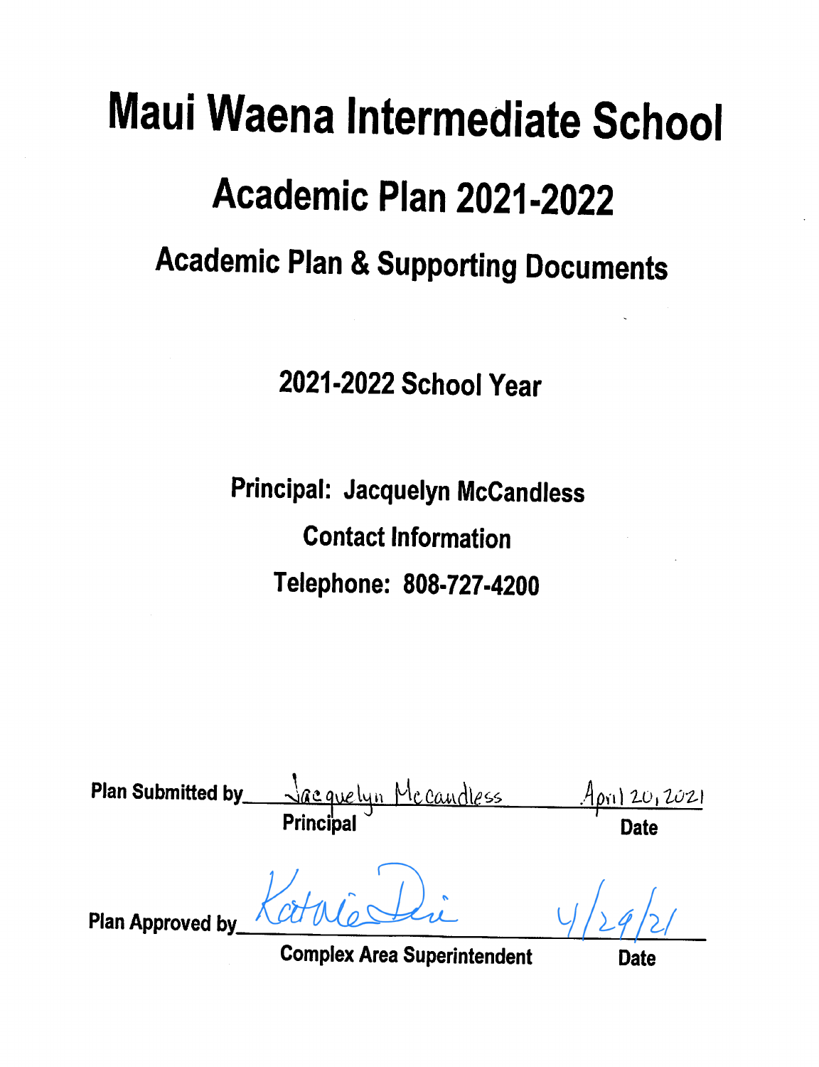# Maui Waena Intermediate School

## Academic Plan 2021-2022

### Academic Plan & Supporting Documents

**2021-2022 School Year**

**Principal: Jacquelyn McCandless**

**Contact Information**

**Telephone: 808-727-4200**

**Plan Submitted by** Jacquelyn Mccandless — April 20, 2021
**Principal** — **Date**

**Plan Approved by** Katrie Dei — 4/29/21
**Complex Area Superintendent** — **Date**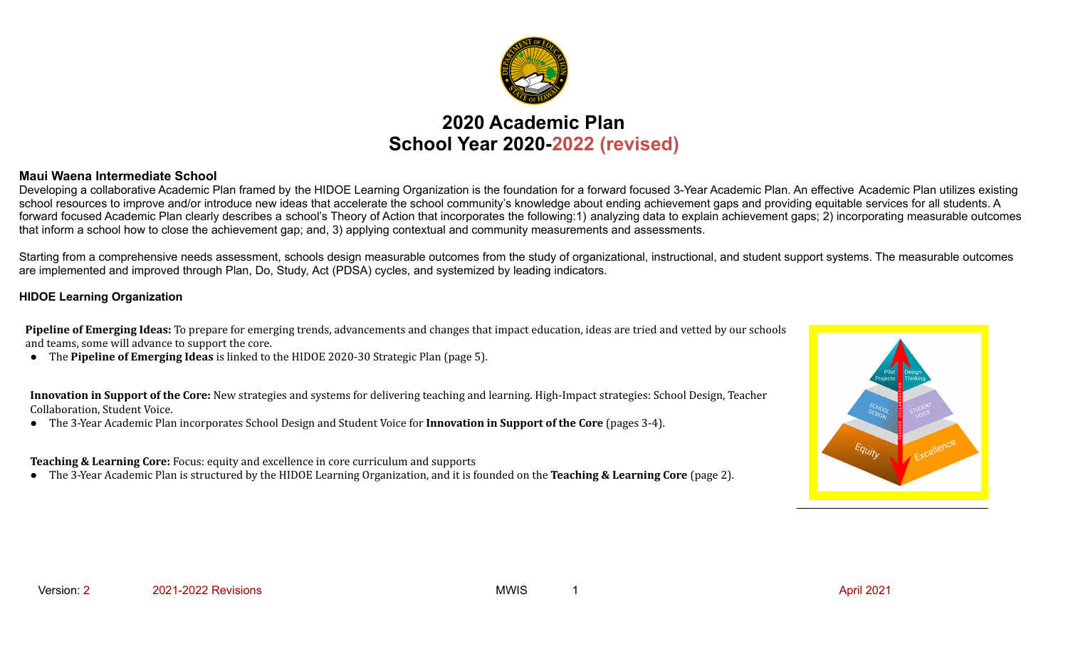# 2020 Academic Plan
# School Year 2020-2022 (revised)

**Maui Waena Intermediate School**

Developing a collaborative Academic Plan framed by the HIDOE Learning Organization is the foundation for a forward focused 3-Year Academic Plan. An effective Academic Plan utilizes existing school resources to improve and/or introduce new ideas that accelerate the school community's knowledge about ending achievement gaps and providing equitable services for all students. A forward focused Academic Plan clearly describes a school's Theory of Action that incorporates the following:1) analyzing data to explain achievement gaps; 2) incorporating measurable outcomes that inform a school how to close the achievement gap; and, 3) applying contextual and community measurements and assessments.

Starting from a comprehensive needs assessment, schools design measurable outcomes from the study of organizational, instructional, and student support systems. The measurable outcomes are implemented and improved through Plan, Do, Study, Act (PDSA) cycles, and systemized by leading indicators.

**HIDOE Learning Organization**

**Pipeline of Emerging Ideas:** To prepare for emerging trends, advancements and changes that impact education, ideas are tried and vetted by our schools and teams, some will advance to support the core.

- The **Pipeline of Emerging Ideas** is linked to the HIDOE 2020-30 Strategic Plan (page 5).

**Innovation in Support of the Core:** New strategies and systems for delivering teaching and learning. High-Impact strategies: School Design, Teacher Collaboration, Student Voice.

- The 3-Year Academic Plan incorporates School Design and Student Voice for **Innovation in Support of the Core** (pages 3-4).

**Teaching & Learning Core:** Focus: equity and excellence in core curriculum and supports

- The 3-Year Academic Plan is structured by the HIDOE Learning Organization, and it is founded on the **Teaching & Learning Core** (page 2).

Version: 2 2021-2022 Revisions MWIS April 2021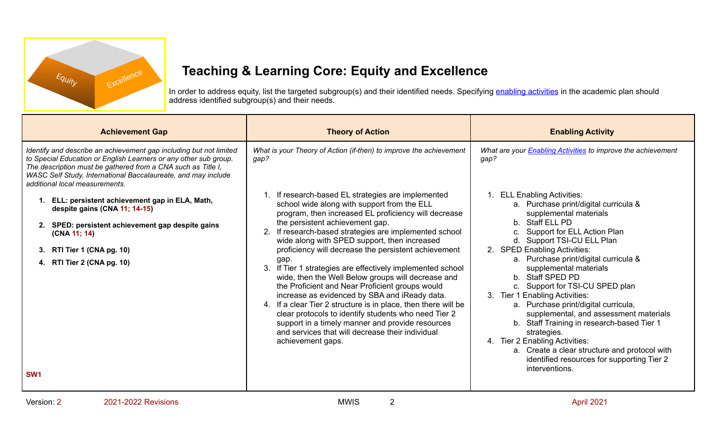## Teaching & Learning Core: Equity and Excellence

In order to address equity, list the targeted subgroup(s) and their identified needs. Specifying enabling activities in the academic plan should address identified subgroup(s) and their needs.

| Achievement Gap | Theory of Action | Enabling Activity |
|---|---|---|
| *Identify and describe an achievement gap including but not limited to Special Education or English Learners or any other sub group. The description must be gathered from a CNA such as Title I, WASC Self Study, International Baccalaureate, and may include additional local measurements.*<br><br>1. **ELL: persistent achievement gap in ELA, Math, despite gains (CNA 11; 14-15)**<br>2. **SPED: persistent achievement gap despite gains (CNA 11; 14)**<br>3. **RTI Tier 1 (CNA pg. 10)**<br>4. **RTI Tier 2 (CNA pg. 10)**<br><br>**SW1** | *What is your Theory of Action (if-then) to improve the achievement gap?*<br><br>1. If research-based EL strategies are implemented school wide along with support from the ELL program, then increased EL proficiency will decrease the persistent achievement gap.<br>2. If research-based strategies are implemented school wide along with SPED support, then increased proficiency will decrease the persistent achievement gap.<br>3. If Tier 1 strategies are effectively implemented school wide, then the Well Below groups will decrease and the Proficient and Near Proficient groups would increase as evidenced by SBA and iReady data.<br>4. If a clear Tier 2 structure is in place, then there will be clear protocols to identify students who need Tier 2 support in a timely manner and provide resources and services that will decrease their individual achievement gaps. | *What are your Enabling Activities to improve the achievement gap?*<br><br>1. ELL Enabling Activities:<br>a. Purchase print/digital curricula & supplemental materials<br>b. Staff ELL PD<br>c. Support for ELL Action Plan<br>d. Support TSI-CU ELL Plan<br>2. SPED Enabling Activities:<br>a. Purchase print/digital curricula & supplemental materials<br>b. Staff SPED PD<br>c. Support for TSI-CU SPED plan<br>3. Tier 1 Enabling Activities:<br>a. Purchase print/digital curricula, supplemental, and assessment materials<br>b. Staff Training in research-based Tier 1 strategies.<br>4. Tier 2 Enabling Activities:<br>a. Create a clear structure and protocol with identified resources for supporting Tier 2 interventions. |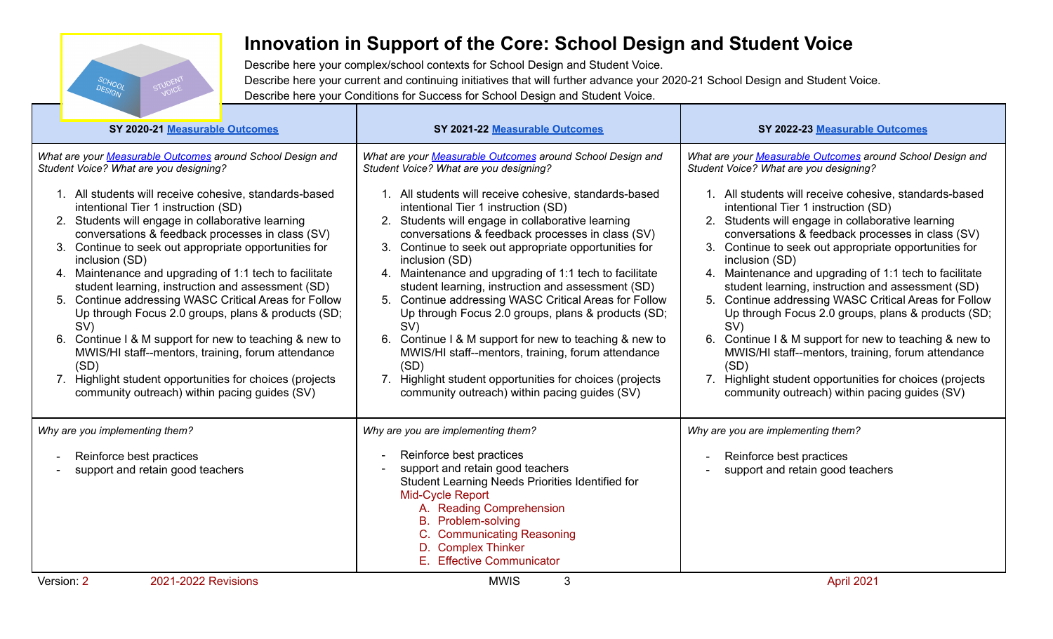# Innovation in Support of the Core: School Design and Student Voice

Describe here your complex/school contexts for School Design and Student Voice.
Describe here your current and continuing initiatives that will further advance your 2020-21 School Design and Student Voice.
Describe here your Conditions for Success for School Design and Student Voice.

| SY 2020-21 Measurable Outcomes | SY 2021-22 Measurable Outcomes | SY 2022-23 Measurable Outcomes |
|---|---|---|
| *What are your Measurable Outcomes around School Design and Student Voice? What are you designing?*<br><br>1. All students will receive cohesive, standards-based intentional Tier 1 instruction (SD)<br>2. Students will engage in collaborative learning conversations & feedback processes in class (SV)<br>3. Continue to seek out appropriate opportunities for inclusion (SD)<br>4. Maintenance and upgrading of 1:1 tech to facilitate student learning, instruction and assessment (SD)<br>5. Continue addressing WASC Critical Areas for Follow Up through Focus 2.0 groups, plans & products (SD; SV)<br>6. Continue I & M support for new to teaching & new to MWIS/HI staff--mentors, training, forum attendance (SD)<br>7. Highlight student opportunities for choices (projects community outreach) within pacing guides (SV) | *What are your Measurable Outcomes around School Design and Student Voice? What are you designing?*<br><br>1. All students will receive cohesive, standards-based intentional Tier 1 instruction (SD)<br>2. Students will engage in collaborative learning conversations & feedback processes in class (SV)<br>3. Continue to seek out appropriate opportunities for inclusion (SD)<br>4. Maintenance and upgrading of 1:1 tech to facilitate student learning, instruction and assessment (SD)<br>5. Continue addressing WASC Critical Areas for Follow Up through Focus 2.0 groups, plans & products (SD; SV)<br>6. Continue I & M support for new to teaching & new to MWIS/HI staff--mentors, training, forum attendance (SD)<br>7. Highlight student opportunities for choices (projects community outreach) within pacing guides (SV) | *What are your Measurable Outcomes around School Design and Student Voice? What are you designing?*<br><br>1. All students will receive cohesive, standards-based intentional Tier 1 instruction (SD)<br>2. Students will engage in collaborative learning conversations & feedback processes in class (SV)<br>3. Continue to seek out appropriate opportunities for inclusion (SD)<br>4. Maintenance and upgrading of 1:1 tech to facilitate student learning, instruction and assessment (SD)<br>5. Continue addressing WASC Critical Areas for Follow Up through Focus 2.0 groups, plans & products (SD; SV)<br>6. Continue I & M support for new to teaching & new to MWIS/HI staff--mentors, training, forum attendance (SD)<br>7. Highlight student opportunities for choices (projects community outreach) within pacing guides (SV) |
| *Why are you implementing them?*<br><br>- Reinforce best practices<br>- support and retain good teachers | *Why are you are implementing them?*<br><br>- Reinforce best practices<br>- support and retain good teachers<br>Student Learning Needs Priorities Identified for Mid-Cycle Report<br>A. Reading Comprehension<br>B. Problem-solving<br>C. Communicating Reasoning<br>D. Complex Thinker<br>E. Effective Communicator | *Why are you are implementing them?*<br><br>- Reinforce best practices<br>- support and retain good teachers |

Version: 2 2021-2022 Revisions MWIS April 2021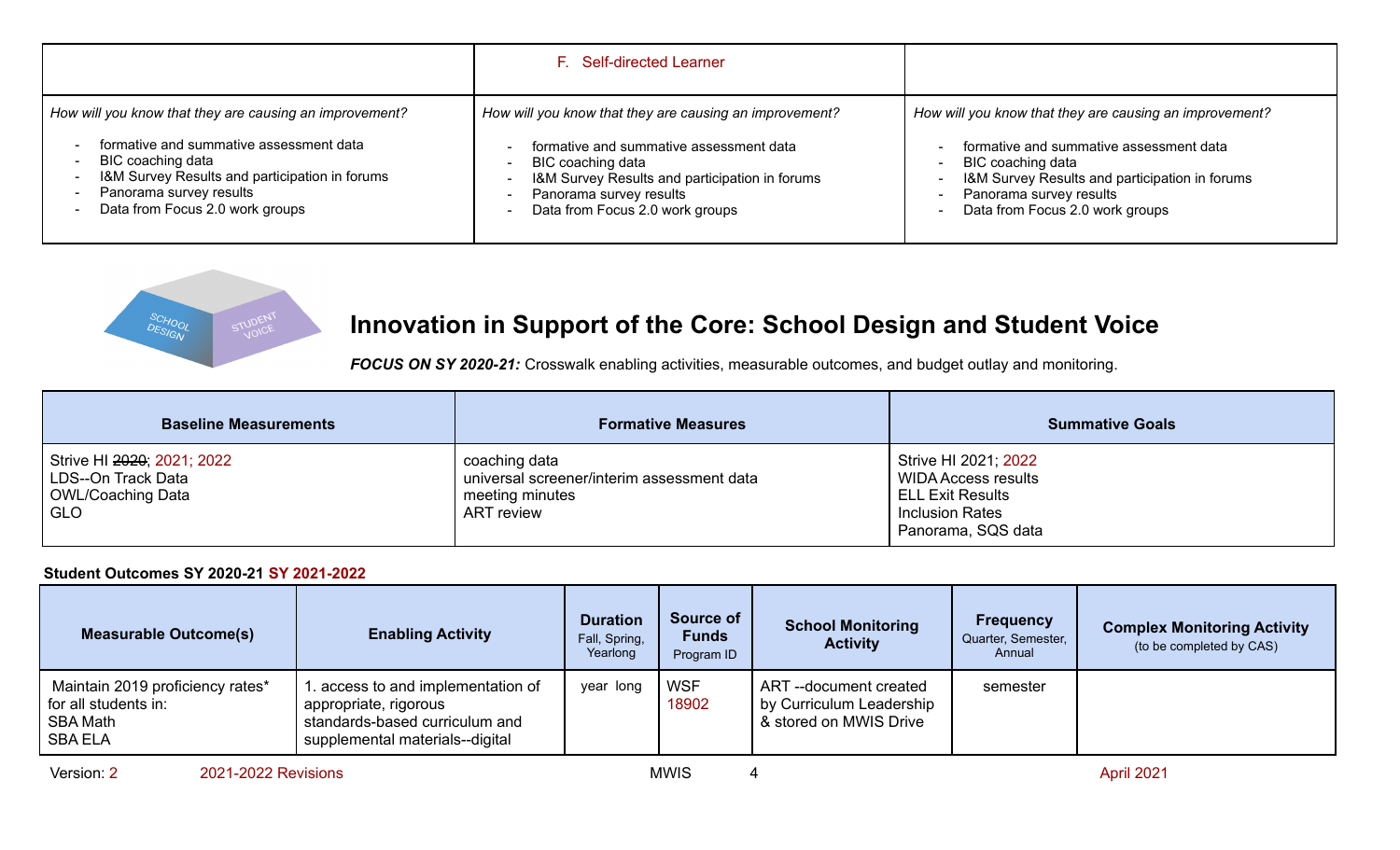| | F. Self-directed Learner | |
|---|---|---|
| *How will you know that they are causing an improvement?*<br>- formative and summative assessment data<br>- BIC coaching data<br>- I&M Survey Results and participation in forums<br>- Panorama survey results<br>- Data from Focus 2.0 work groups | *How will you know that they are causing an improvement?*<br>- formative and summative assessment data<br>- BIC coaching data<br>- I&M Survey Results and participation in forums<br>- Panorama survey results<br>- Data from Focus 2.0 work groups | *How will you know that they are causing an improvement?*<br>- formative and summative assessment data<br>- BIC coaching data<br>- I&M Survey Results and participation in forums<br>- Panorama survey results<br>- Data from Focus 2.0 work groups |

## Innovation in Support of the Core: School Design and Student Voice

***FOCUS ON SY 2020-21:*** Crosswalk enabling activities, measurable outcomes, and budget outlay and monitoring.

| Baseline Measurements | Formative Measures | Summative Goals |
|---|---|---|
| Strive HI ~~2020~~; 2021; 2022<br>LDS--On Track Data<br>OWL/Coaching Data<br>GLO | coaching data<br>universal screener/interim assessment data<br>meeting minutes<br>ART review | Strive HI 2021; 2022<br>WIDA Access results<br>ELL Exit Results<br>Inclusion Rates<br>Panorama, SQS data |

**Student Outcomes SY 2020-21 SY 2021-2022**

| Measurable Outcome(s) | Enabling Activity | Duration (Fall, Spring, Yearlong) | Source of Funds (Program ID) | School Monitoring Activity | Frequency (Quarter, Semester, Annual) | Complex Monitoring Activity (to be completed by CAS) |
|---|---|---|---|---|---|---|
| Maintain 2019 proficiency rates* for all students in:<br>SBA Math<br>SBA ELA | 1. access to and implementation of appropriate, rigorous standards-based curriculum and supplemental materials--digital | year long | WSF<br>18902 | ART --document created by Curriculum Leadership & stored on MWIS Drive | semester | |

Version: 2 2021-2022 Revisions MWIS April 2021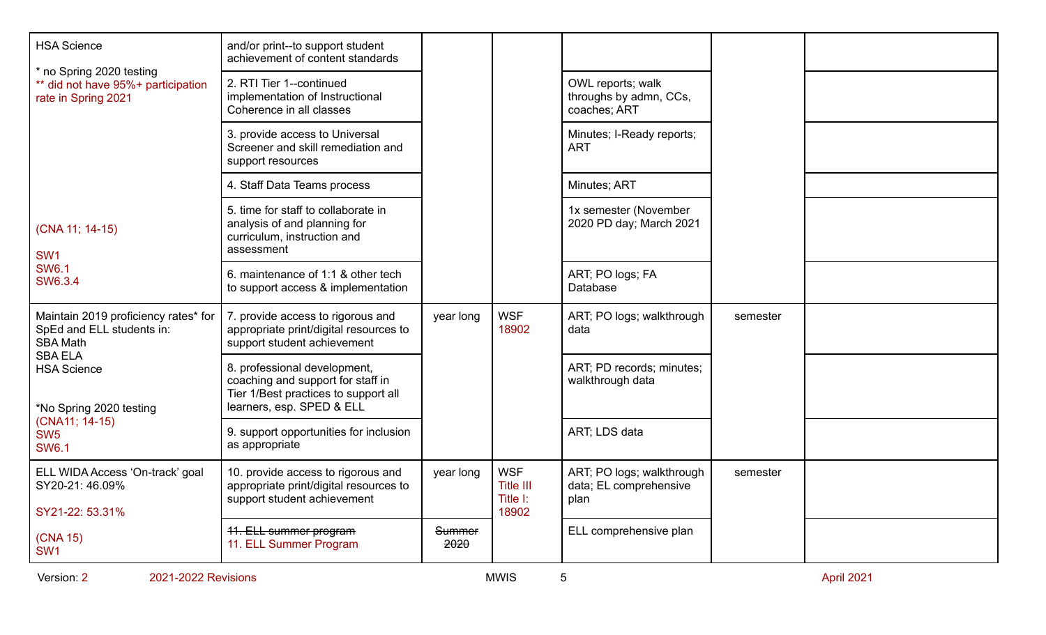| | | | | | | |
|---|---|---|---|---|---|---|
| HSA Science<br>* no Spring 2020 testing<br>** did not have 95%+ participation rate in Spring 2021<br><br>(CNA 11; 14-15)<br><br>SW1<br>SW6.1<br>SW6.3.4 | and/or print--to support student achievement of content standards | | | | | |
| | 2. RTI Tier 1--continued implementation of Instructional Coherence in all classes | | | OWL reports; walk throughs by admn, CCs, coaches; ART | | |
| | 3. provide access to Universal Screener and skill remediation and support resources | | | Minutes; I-Ready reports; ART | | |
| | 4. Staff Data Teams process | | | Minutes; ART | | |
| | 5. time for staff to collaborate in analysis of and planning for curriculum, instruction and assessment | | | 1x semester (November 2020 PD day; March 2021 | | |
| | 6. maintenance of 1:1 & other tech to support access & implementation | | | ART; PO logs; FA Database | | |
| Maintain 2019 proficiency rates* for SpEd and ELL students in:<br>SBA Math<br>SBA ELA<br>HSA Science<br><br>*No Spring 2020 testing<br>(CNA11; 14-15)<br>SW5<br>SW6.1 | 7. provide access to rigorous and appropriate print/digital resources to support student achievement | year long | WSF<br>18902 | ART; PO logs; walkthrough data | semester | |
| | 8. professional development, coaching and support for staff in Tier 1/Best practices to support all learners, esp. SPED & ELL | | | ART; PD records; minutes; walkthrough data | | |
| | 9. support opportunities for inclusion as appropriate | | | ART; LDS data | | |
| ELL WIDA Access 'On-track' goal SY20-21: 46.09%<br><br>SY21-22: 53.31%<br><br>(CNA 15)<br>SW1 | 10. provide access to rigorous and appropriate print/digital resources to support student achievement | year long | WSF<br>Title III<br>Title I:<br>18902 | ART; PO logs; walkthrough data; EL comprehensive plan | semester | |
| | ~~11. ELL summer program~~<br>11. ELL Summer Program | ~~Summer 2020~~ | | ELL comprehensive plan | | |

Version: 2 2021-2022 Revisions MWIS April 2021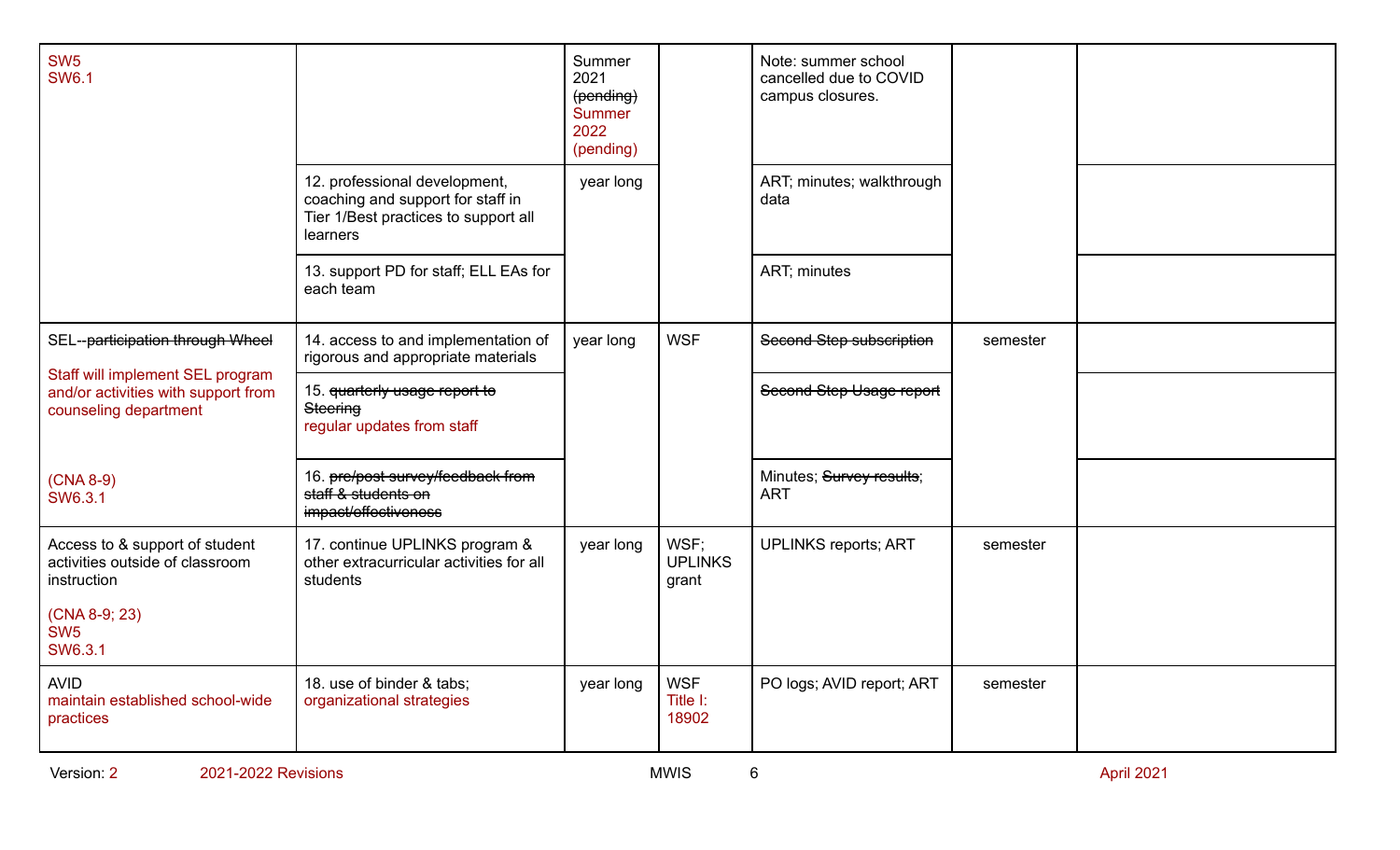| | | | | | | |
|---|---|---|---|---|---|---|
| SW5<br>SW6.1 | | Summer 2021 ~~(pending)~~ Summer 2022 (pending) | | Note: summer school cancelled due to COVID campus closures. | | |
| | 12. professional development, coaching and support for staff in Tier 1/Best practices to support all learners | year long | | ART; minutes; walkthrough data | | |
| | 13. support PD for staff; ELL EAs for each team | | | ART; minutes | | |
| SEL--~~participation through Wheel~~<br>Staff will implement SEL program and/or activities with support from counseling department<br><br>(CNA 8-9)<br>SW6.3.1 | 14. access to and implementation of rigorous and appropriate materials | year long | WSF | ~~Second Step subscription~~ | semester | |
| | 15. ~~quarterly usage report to Steering~~<br>regular updates from staff | | | ~~Second Step Usage report~~ | | |
| | 16. ~~pre/post survey/feedback from staff & students on impact/effectiveness~~ | | | Minutes; ~~Survey results~~; ART | | |
| Access to & support of student activities outside of classroom instruction<br><br>(CNA 8-9; 23)<br>SW5<br>SW6.3.1 | 17. continue UPLINKS program & other extracurricular activities for all students | year long | WSF; UPLINKS grant | UPLINKS reports; ART | semester | |
| AVID<br>maintain established school-wide practices | 18. use of binder & tabs; organizational strategies | year long | WSF<br>Title I: 18902 | PO logs; AVID report; ART | semester | |

Version: 2 2021-2022 Revisions MWIS April 2021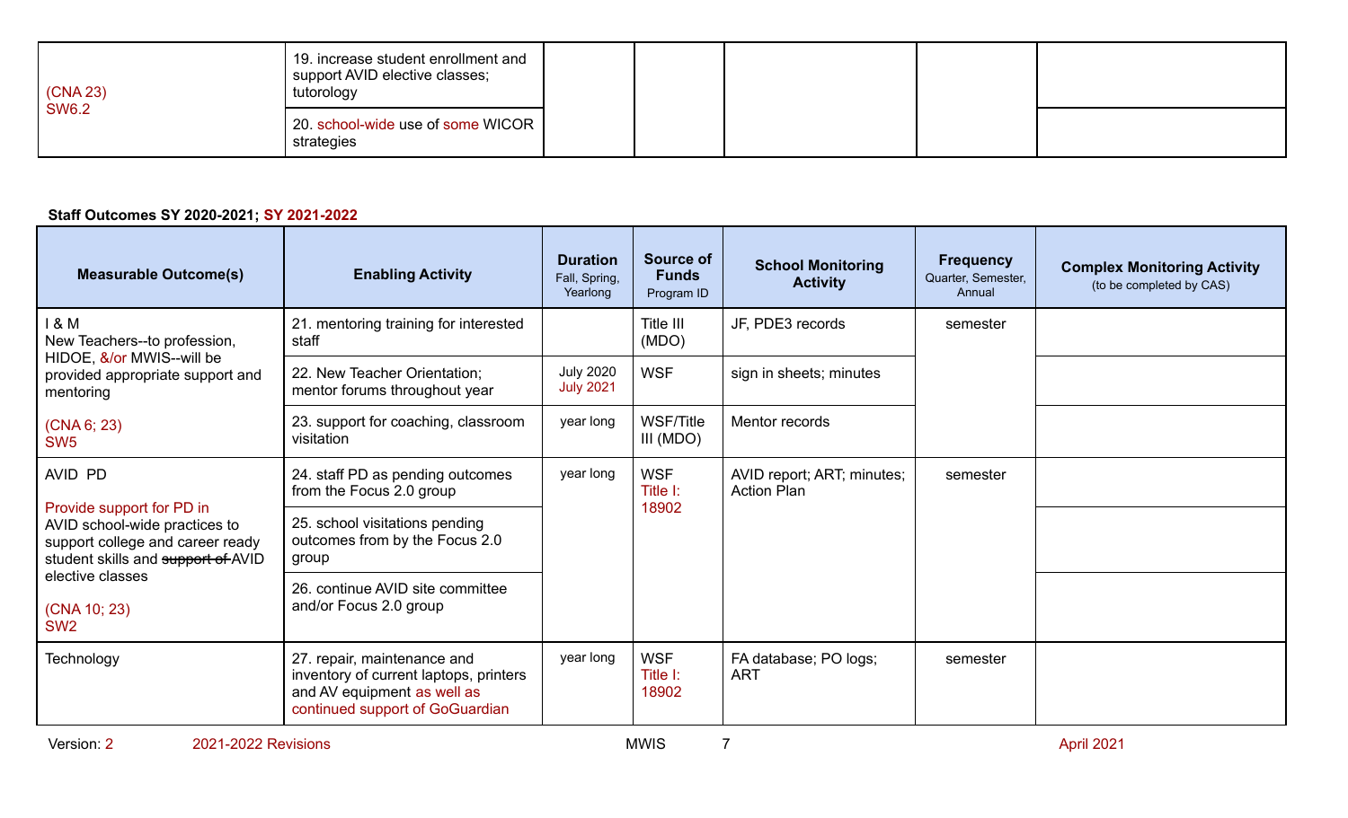| | | | | | | |
|---|---|---|---|---|---|---|
| (CNA 23) SW6.2 | 19. increase student enrollment and support AVID elective classes; tutorology | | | | | |
| | 20. school-wide use of some WICOR strategies | | | | | |

**Staff Outcomes SY 2020-2021; SY 2021-2022**

| Measurable Outcome(s) | Enabling Activity | Duration Fall, Spring, Yearlong | Source of Funds Program ID | School Monitoring Activity | Frequency Quarter, Semester, Annual | Complex Monitoring Activity (to be completed by CAS) |
|---|---|---|---|---|---|---|
| I & M New Teachers--to profession, HIDOE, &/or MWIS--will be provided appropriate support and mentoring (CNA 6; 23) SW5 | 21. mentoring training for interested staff | | Title III (MDO) | JF, PDE3 records | semester | |
| | 22. New Teacher Orientation; mentor forums throughout year | July 2020 July 2021 | WSF | sign in sheets; minutes | | |
| | 23. support for coaching, classroom visitation | year long | WSF/Title III (MDO) | Mentor records | | |
| AVID PD Provide support for PD in AVID school-wide practices to support college and career ready student skills and ~~support of~~ AVID elective classes (CNA 10; 23) SW2 | 24. staff PD as pending outcomes from the Focus 2.0 group | year long | WSF Title I: 18902 | AVID report; ART; minutes; Action Plan | semester | |
| | 25. school visitations pending outcomes from by the Focus 2.0 group | | | | | |
| | 26. continue AVID site committee and/or Focus 2.0 group | | | | | |
| Technology | 27. repair, maintenance and inventory of current laptops, printers and AV equipment as well as continued support of GoGuardian | year long | WSF Title I: 18902 | FA database; PO logs; ART | semester | |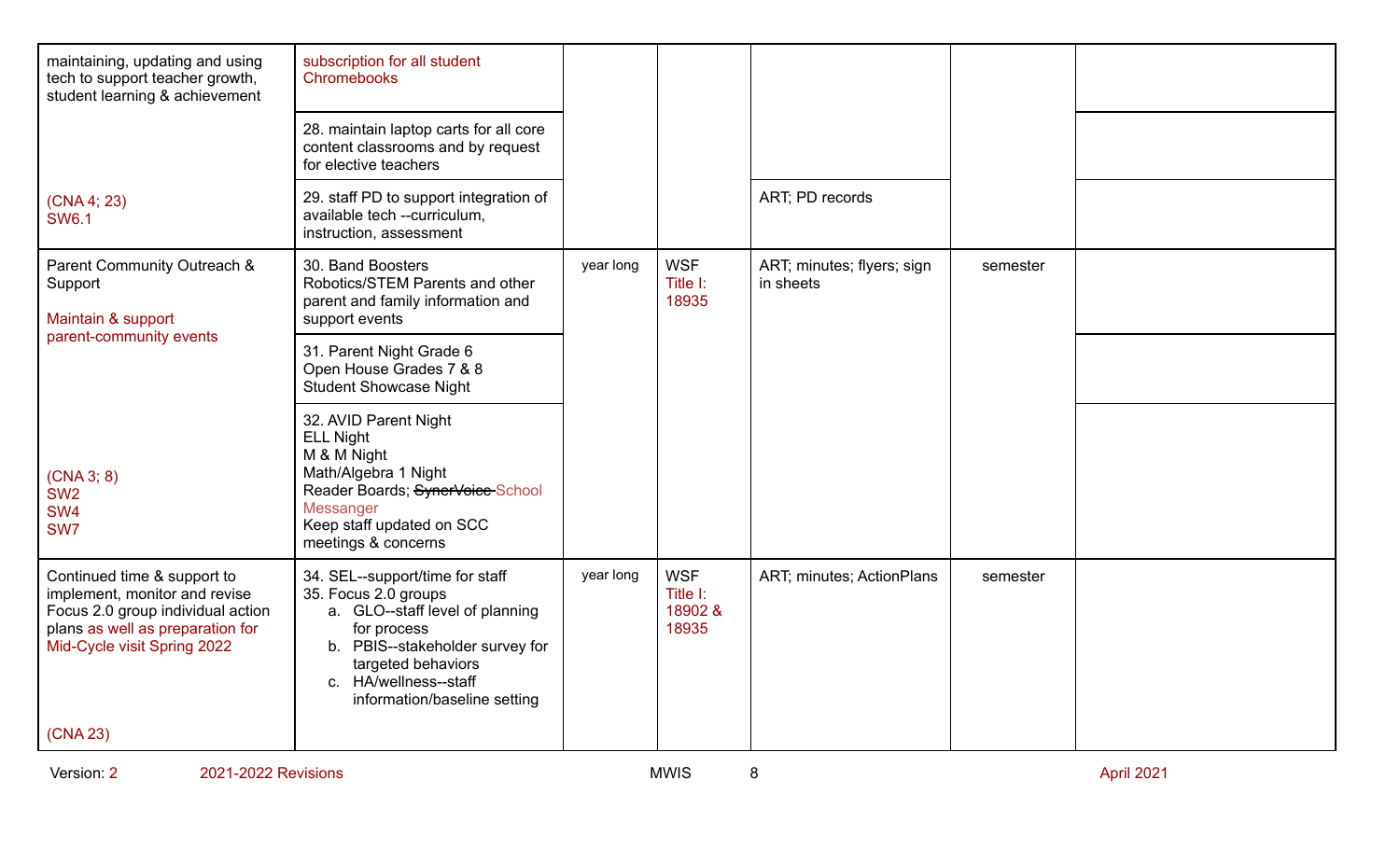| | | | | | | |
|---|---|---|---|---|---|---|
| maintaining, updating and using tech to support teacher growth, student learning & achievement | subscription for all student Chromebooks | | | | | |
| | 28. maintain laptop carts for all core content classrooms and by request for elective teachers | | | | | |
| (CNA 4; 23) SW6.1 | 29. staff PD to support integration of available tech --curriculum, instruction, assessment | | | ART; PD records | | |
| Parent Community Outreach & Support<br><br>Maintain & support parent-community events | 30. Band Boosters<br>Robotics/STEM Parents and other parent and family information and support events | year long | WSF<br>Title I: 18935 | ART; minutes; flyers; sign in sheets | semester | |
| | 31. Parent Night Grade 6<br>Open House Grades 7 & 8<br>Student Showcase Night | | | | | |
| (CNA 3; 8)<br>SW2<br>SW4<br>SW7 | 32. AVID Parent Night<br>ELL Night<br>M & M Night<br>Math/Algebra 1 Night<br>Reader Boards; ~~SynerVoice~~ School Messanger<br>Keep staff updated on SCC meetings & concerns | | | | | |
| Continued time & support to implement, monitor and revise Focus 2.0 group individual action plans as well as preparation for Mid-Cycle visit Spring 2022<br><br>(CNA 23) | 34. SEL--support/time for staff<br>35. Focus 2.0 groups<br>a. GLO--staff level of planning for process<br>b. PBIS--stakeholder survey for targeted behaviors<br>c. HA/wellness--staff information/baseline setting | year long | WSF<br>Title I: 18902 & 18935 | ART; minutes; ActionPlans | semester | |

Version: 2 2021-2022 Revisions MWIS April 2021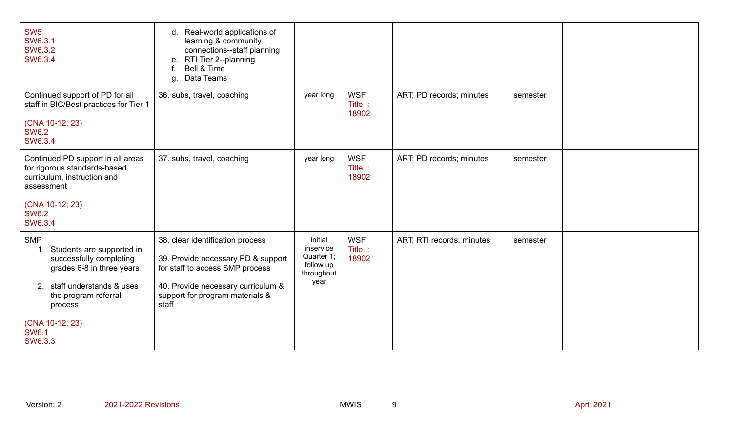| | | | | | | |
|---|---|---|---|---|---|---|
| SW5<br>SW6.3.1<br>SW6.3.2<br>SW6.3.4 | d. Real-world applications of learning & community connections--staff planning<br>e. RTI Tier 2--planning<br>f. Bell & Time<br>g. Data Teams | | | | | |
| Continued support of PD for all staff in BIC/Best practices for Tier 1<br><br>(CNA 10-12; 23)<br>SW6.2<br>SW6.3.4 | 36. subs, travel, coaching | year long | WSF<br>Title I: 18902 | ART; PD records; minutes | semester | |
| Continued PD support in all areas for rigorous standards-based curriculum, instruction and assessment<br><br>(CNA 10-12; 23)<br>SW6.2<br>SW6.3.4 | 37. subs, travel, coaching | year long | WSF<br>Title I: 18902 | ART; PD records; minutes | semester | |
| SMP<br>1. Students are supported in successfully completing grades 6-8 in three years<br>2. staff understands & uses the program referral process<br><br>(CNA 10-12; 23)<br>SW6.1<br>SW6.3.3 | 38. clear identification process<br><br>39. Provide necessary PD & support for staff to access SMP process<br><br>40. Provide necessary curriculum & support for program materials & staff | initial inservice Quarter 1; follow up throughout year | WSF<br>Title I: 18902 | ART; RTI records; minutes | semester | |

Version: 2 2021-2022 Revisions MWIS April 2021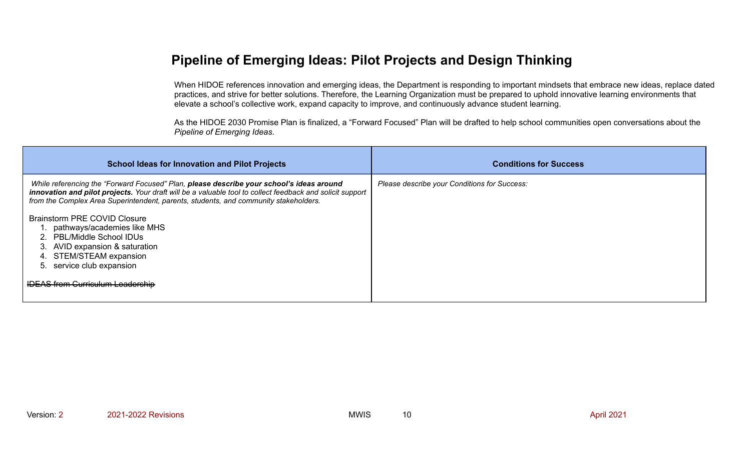# Pipeline of Emerging Ideas: Pilot Projects and Design Thinking

When HIDOE references innovation and emerging ideas, the Department is responding to important mindsets that embrace new ideas, replace dated practices, and strive for better solutions. Therefore, the Learning Organization must be prepared to uphold innovative learning environments that elevate a school's collective work, expand capacity to improve, and continuously advance student learning.

As the HIDOE 2030 Promise Plan is finalized, a "Forward Focused" Plan will be drafted to help school communities open conversations about the *Pipeline of Emerging Ideas*.

| School Ideas for Innovation and Pilot Projects | Conditions for Success |
| --- | --- |
| *While referencing the "Forward Focused" Plan,* ***please describe your school's ideas around innovation and pilot projects.*** *Your draft will be a valuable tool to collect feedback and solicit support from the Complex Area Superintendent, parents, students, and community stakeholders.*<br><br>Brainstorm PRE COVID Closure<br>1. pathways/academies like MHS<br>2. PBL/Middle School IDUs<br>3. AVID expansion & saturation<br>4. STEM/STEAM expansion<br>5. service club expansion<br><br>~~IDEAS from Curriculum Leadership~~ | *Please describe your Conditions for Success:* |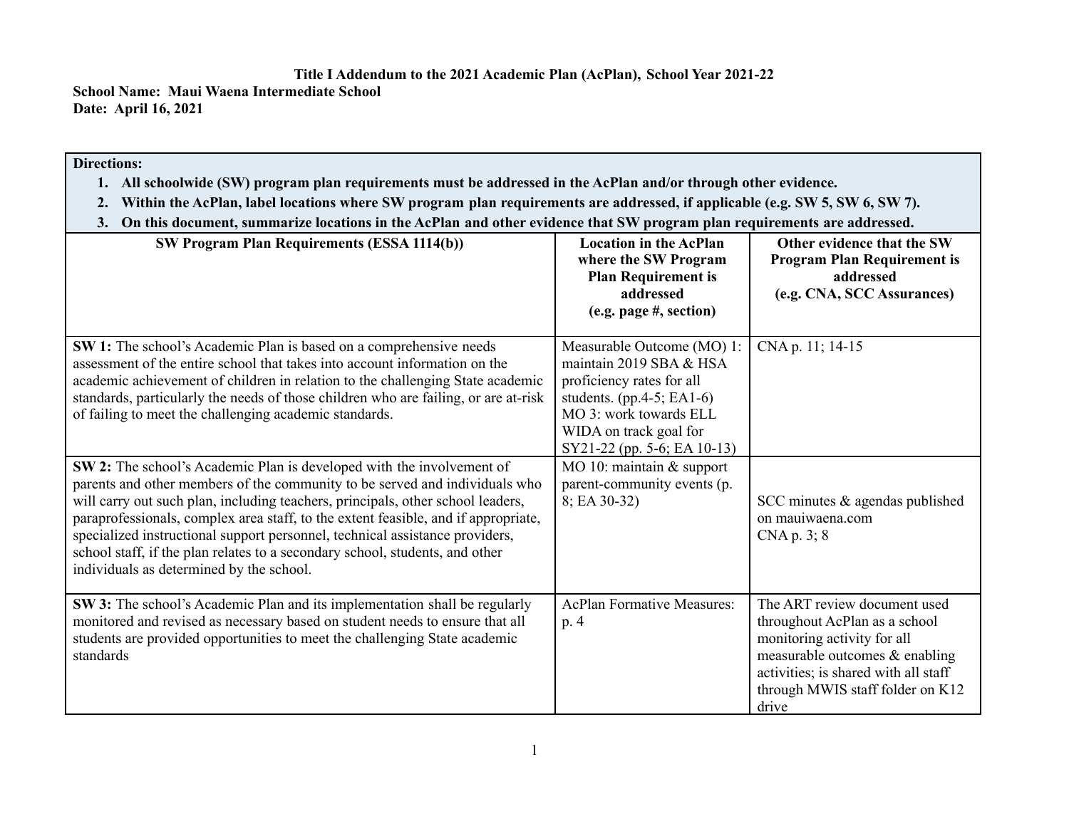**Title I Addendum to the 2021 Academic Plan (AcPlan), School Year 2021-22**

**School Name: Maui Waena Intermediate School**

**Date: April 16, 2021**

**Directions:**

1. **All schoolwide (SW) program plan requirements must be addressed in the AcPlan and/or through other evidence.**
2. **Within the AcPlan, label locations where SW program plan requirements are addressed, if applicable (e.g. SW 5, SW 6, SW 7).**
3. **On this document, summarize locations in the AcPlan and other evidence that SW program plan requirements are addressed.**

| SW Program Plan Requirements (ESSA 1114(b)) | Location in the AcPlan where the SW Program Plan Requirement is addressed (e.g. page #, section) | Other evidence that the SW Program Plan Requirement is addressed (e.g. CNA, SCC Assurances) |
|---|---|---|
| **SW 1:** The school's Academic Plan is based on a comprehensive needs assessment of the entire school that takes into account information on the academic achievement of children in relation to the challenging State academic standards, particularly the needs of those children who are failing, or are at-risk of failing to meet the challenging academic standards. | Measurable Outcome (MO) 1: maintain 2019 SBA & HSA proficiency rates for all students. (pp.4-5; EA1-6) MO 3: work towards ELL WIDA on track goal for SY21-22 (pp. 5-6; EA 10-13) | CNA p. 11; 14-15 |
| **SW 2:** The school's Academic Plan is developed with the involvement of parents and other members of the community to be served and individuals who will carry out such plan, including teachers, principals, other school leaders, paraprofessionals, complex area staff, to the extent feasible, and if appropriate, specialized instructional support personnel, technical assistance providers, school staff, if the plan relates to a secondary school, students, and other individuals as determined by the school. | MO 10: maintain & support parent-community events (p. 8; EA 30-32) | SCC minutes & agendas published on mauiwaena.com CNA p. 3; 8 |
| **SW 3:** The school's Academic Plan and its implementation shall be regularly monitored and revised as necessary based on student needs to ensure that all students are provided opportunities to meet the challenging State academic standards | AcPlan Formative Measures: p. 4 | The ART review document used throughout AcPlan as a school monitoring activity for all measurable outcomes & enabling activities; is shared with all staff through MWIS staff folder on K12 drive |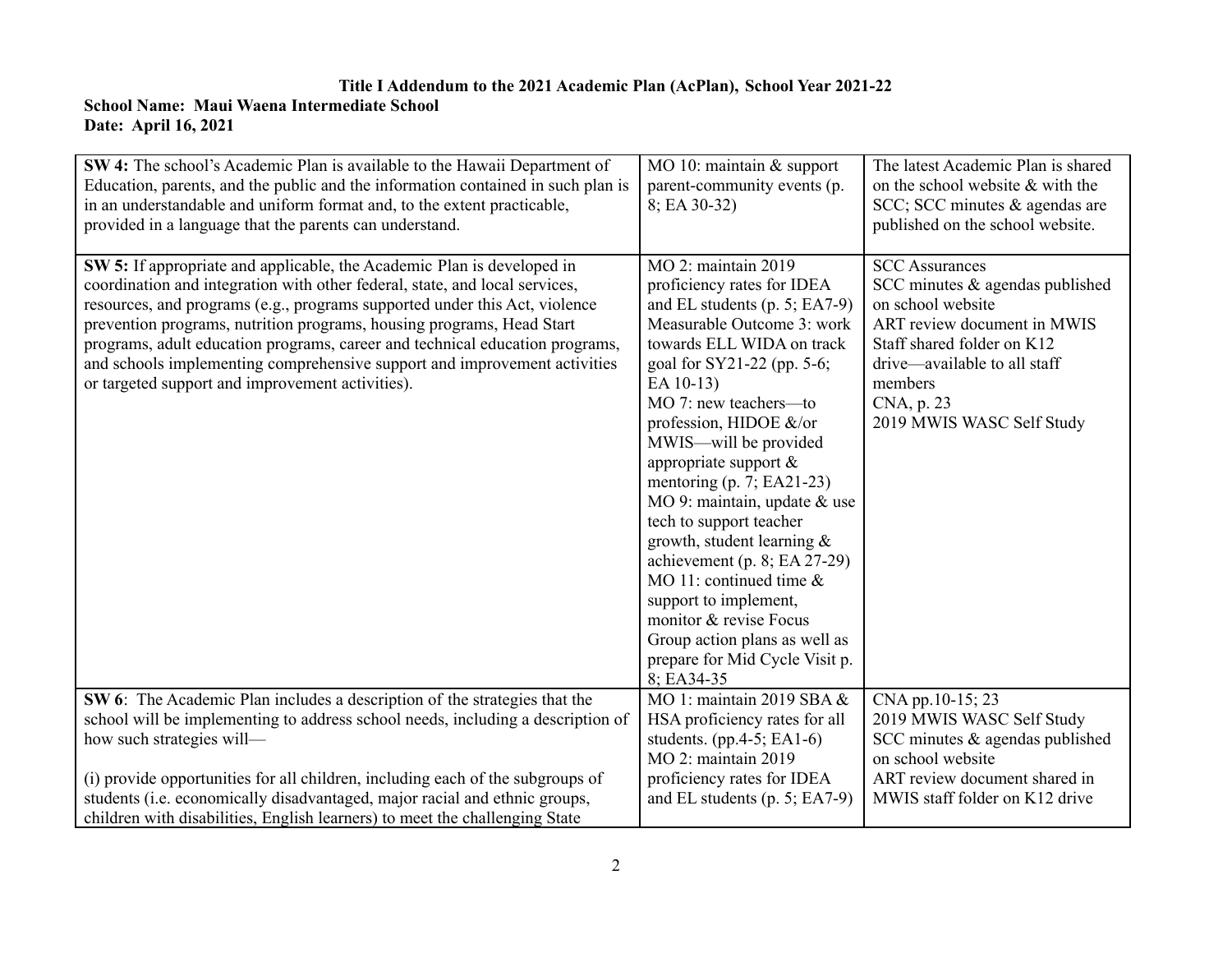**Title I Addendum to the 2021 Academic Plan (AcPlan), School Year 2021-22**

**School Name: Maui Waena Intermediate School**

**Date: April 16, 2021**

| | | |
|---|---|---|
| **SW 4:** The school's Academic Plan is available to the Hawaii Department of Education, parents, and the public and the information contained in such plan is in an understandable and uniform format and, to the extent practicable, provided in a language that the parents can understand. | MO 10: maintain & support parent-community events (p. 8; EA 30-32) | The latest Academic Plan is shared on the school website & with the SCC; SCC minutes & agendas are published on the school website. |
| **SW 5:** If appropriate and applicable, the Academic Plan is developed in coordination and integration with other federal, state, and local services, resources, and programs (e.g., programs supported under this Act, violence prevention programs, nutrition programs, housing programs, Head Start programs, adult education programs, career and technical education programs, and schools implementing comprehensive support and improvement activities or targeted support and improvement activities). | MO 2: maintain 2019 proficiency rates for IDEA and EL students (p. 5; EA7-9)<br>Measurable Outcome 3: work towards ELL WIDA on track goal for SY21-22 (pp. 5-6; EA 10-13)<br>MO 7: new teachers—to profession, HIDOE &/or MWIS—will be provided appropriate support & mentoring (p. 7; EA21-23)<br>MO 9: maintain, update & use tech to support teacher growth, student learning & achievement (p. 8; EA 27-29)<br>MO 11: continued time & support to implement, monitor & revise Focus Group action plans as well as prepare for Mid Cycle Visit p. 8; EA34-35 | SCC Assurances<br>SCC minutes & agendas published on school website<br>ART review document in MWIS Staff shared folder on K12 drive—available to all staff members<br>CNA, p. 23<br>2019 MWIS WASC Self Study |
| **SW 6**: The Academic Plan includes a description of the strategies that the school will be implementing to address school needs, including a description of how such strategies will—<br><br>(i) provide opportunities for all children, including each of the subgroups of students (i.e. economically disadvantaged, major racial and ethnic groups, children with disabilities, English learners) to meet the challenging State | MO 1: maintain 2019 SBA & HSA proficiency rates for all students. (pp.4-5; EA1-6)<br>MO 2: maintain 2019 proficiency rates for IDEA and EL students (p. 5; EA7-9) | CNA pp.10-15; 23<br>2019 MWIS WASC Self Study<br>SCC minutes & agendas published on school website<br>ART review document shared in MWIS staff folder on K12 drive |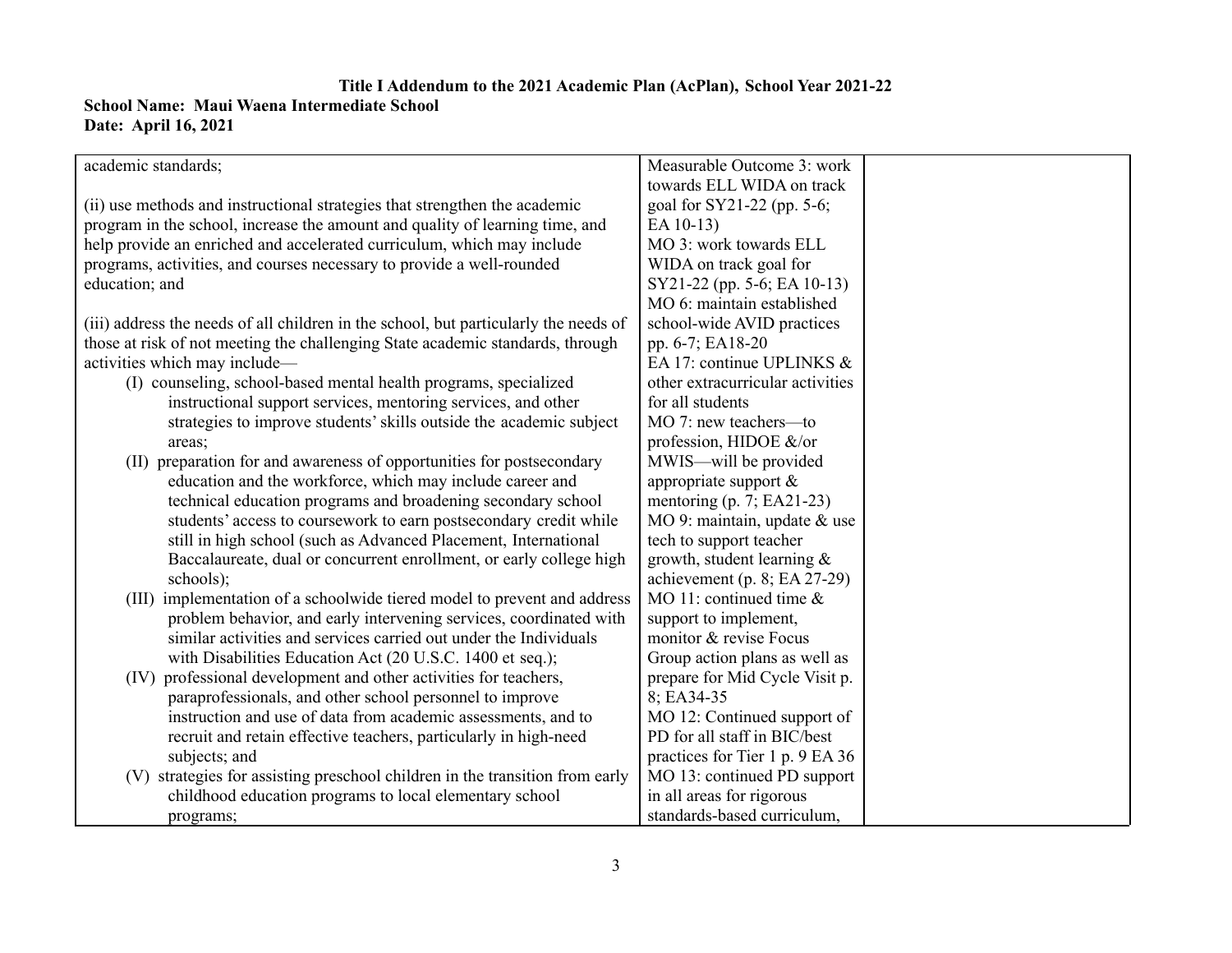**Title I Addendum to the 2021 Academic Plan (AcPlan), School Year 2021-22**

**School Name: Maui Waena Intermediate School**

**Date: April 16, 2021**

| | | |
|---|---|---|
| academic standards;<br><br>(ii) use methods and instructional strategies that strengthen the academic program in the school, increase the amount and quality of learning time, and help provide an enriched and accelerated curriculum, which may include programs, activities, and courses necessary to provide a well-rounded education; and<br><br>(iii) address the needs of all children in the school, but particularly the needs of those at risk of not meeting the challenging State academic standards, through activities which may include—<br>(I) counseling, school-based mental health programs, specialized instructional support services, mentoring services, and other strategies to improve students' skills outside the academic subject areas;<br>(II) preparation for and awareness of opportunities for postsecondary education and the workforce, which may include career and technical education programs and broadening secondary school students' access to coursework to earn postsecondary credit while still in high school (such as Advanced Placement, International Baccalaureate, dual or concurrent enrollment, or early college high schools);<br>(III) implementation of a schoolwide tiered model to prevent and address problem behavior, and early intervening services, coordinated with similar activities and services carried out under the Individuals with Disabilities Education Act (20 U.S.C. 1400 et seq.);<br>(IV) professional development and other activities for teachers, paraprofessionals, and other school personnel to improve instruction and use of data from academic assessments, and to recruit and retain effective teachers, particularly in high-need subjects; and<br>(V) strategies for assisting preschool children in the transition from early childhood education programs to local elementary school programs; | Measurable Outcome 3: work towards ELL WIDA on track goal for SY21-22 (pp. 5-6; EA 10-13)<br>MO 3: work towards ELL WIDA on track goal for SY21-22 (pp. 5-6; EA 10-13)<br>MO 6: maintain established school-wide AVID practices pp. 6-7; EA18-20<br>EA 17: continue UPLINKS & other extracurricular activities for all students<br>MO 7: new teachers—to profession, HIDOE &/or MWIS—will be provided appropriate support & mentoring (p. 7; EA21-23)<br>MO 9: maintain, update & use tech to support teacher growth, student learning & achievement (p. 8; EA 27-29)<br>MO 11: continued time & support to implement, monitor & revise Focus Group action plans as well as prepare for Mid Cycle Visit p. 8; EA34-35<br>MO 12: Continued support of PD for all staff in BIC/best practices for Tier 1 p. 9 EA 36<br>MO 13: continued PD support in all areas for rigorous standards-based curriculum, | |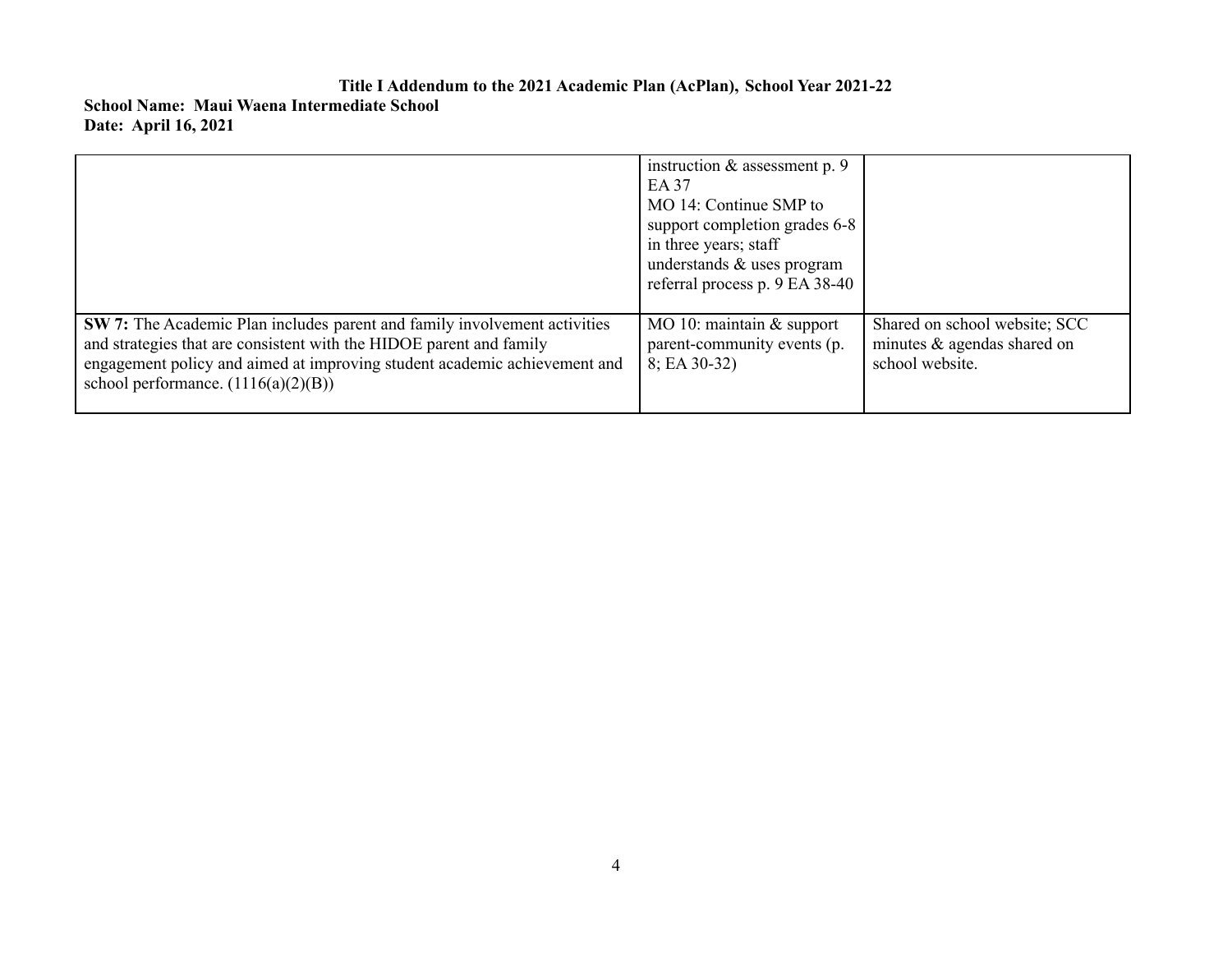**Title I Addendum to the 2021 Academic Plan (AcPlan), School Year 2021-22**

**School Name: Maui Waena Intermediate School**

**Date: April 16, 2021**

| | | |
|---|---|---|
| | instruction & assessment p. 9 EA 37<br>MO 14: Continue SMP to support completion grades 6-8 in three years; staff understands & uses program referral process p. 9 EA 38-40 | |
| **SW 7:** The Academic Plan includes parent and family involvement activities and strategies that are consistent with the HIDOE parent and family engagement policy and aimed at improving student academic achievement and school performance. (1116(a)(2)(B)) | MO 10: maintain & support parent-community events (p. 8; EA 30-32) | Shared on school website; SCC minutes & agendas shared on school website. |